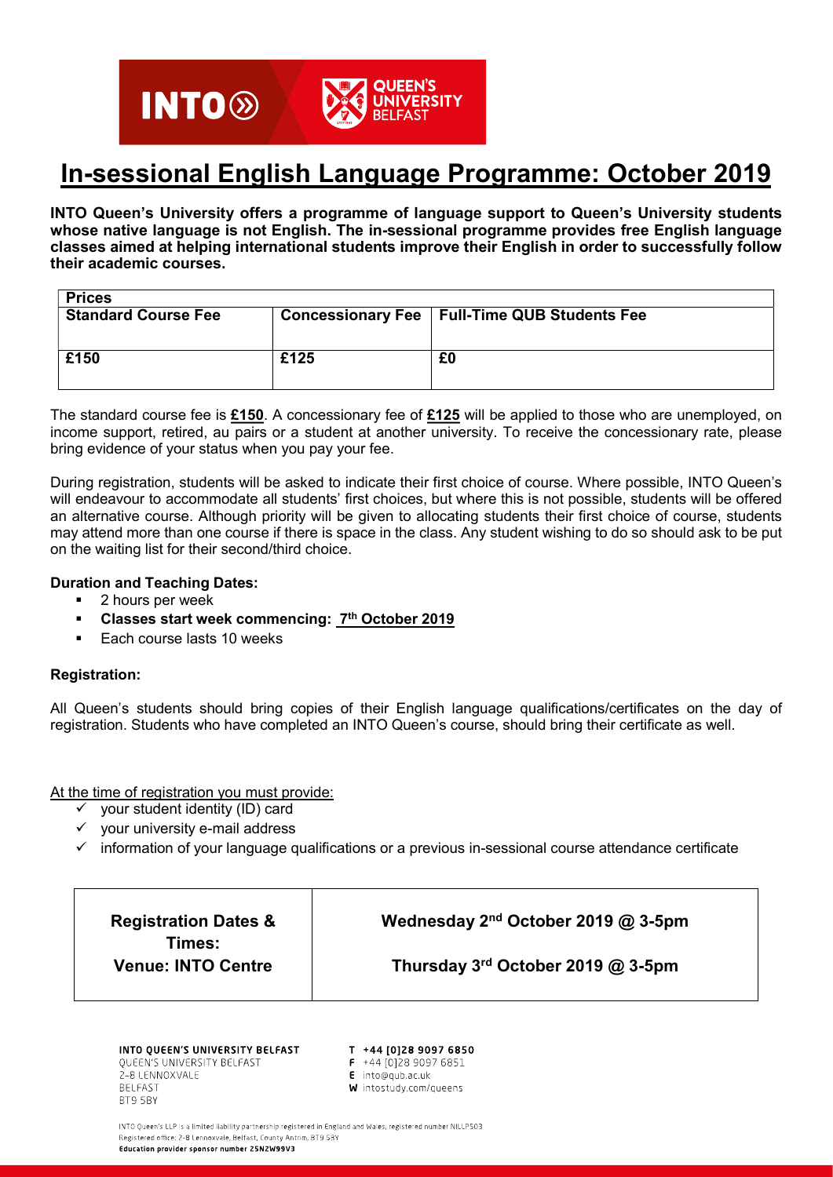# In-sessional English Language Programme: October 2019

**INTO Queen's University offers a programme of language support to Queen's University students whose native language is not English. The in-sessional programme provides free English language classes aimed at helping international students improve their English in order to successfully follow their academic courses.**

| Prices | | |
|---|---|---|
| **Standard Course Fee** | **Concessionary Fee** | **Full-Time QUB Students Fee** |
| **£150** | **£125** | **£0** |

The standard course fee is **£150**. A concessionary fee of **£125** will be applied to those who are unemployed, on income support, retired, au pairs or a student at another university. To receive the concessionary rate, please bring evidence of your status when you pay your fee.

During registration, students will be asked to indicate their first choice of course. Where possible, INTO Queen's will endeavour to accommodate all students' first choices, but where this is not possible, students will be offered an alternative course. Although priority will be given to allocating students their first choice of course, students may attend more than one course if there is space in the class. Any student wishing to do so should ask to be put on the waiting list for their second/third choice.

**Duration and Teaching Dates:**

- 2 hours per week
- **Classes start week commencing: 7th October 2019**
- Each course lasts 10 weeks

**Registration:**

All Queen's students should bring copies of their English language qualifications/certificates on the day of registration. Students who have completed an INTO Queen's course, should bring their certificate as well.

At the time of registration you must provide:

- your student identity (ID) card
- your university e-mail address
- information of your language qualifications or a previous in-sessional course attendance certificate

| **Registration Dates & Times:** | **Wednesday 2nd October 2019 @ 3-5pm** |
|---|---|
| **Venue: INTO Centre** | **Thursday 3rd October 2019 @ 3-5pm** |

**INTO QUEEN'S UNIVERSITY BELFAST**
QUEEN'S UNIVERSITY BELFAST
2-8 LENNOXVALE
BELFAST
BT9 5BY

**T +44 [0]28 9097 6850**
**F** +44 [0]28 9097 6851
**E** into@qub.ac.uk
**W** intostudy.com/queens

INTO Queen's LLP is a limited liability partnership registered in England and Wales, registered number NILLP503
Registered office: 2-8 Lennoxvale, Belfast, County Antrim, BT9 5BY
**Education provider sponsor number 25NZW99V3**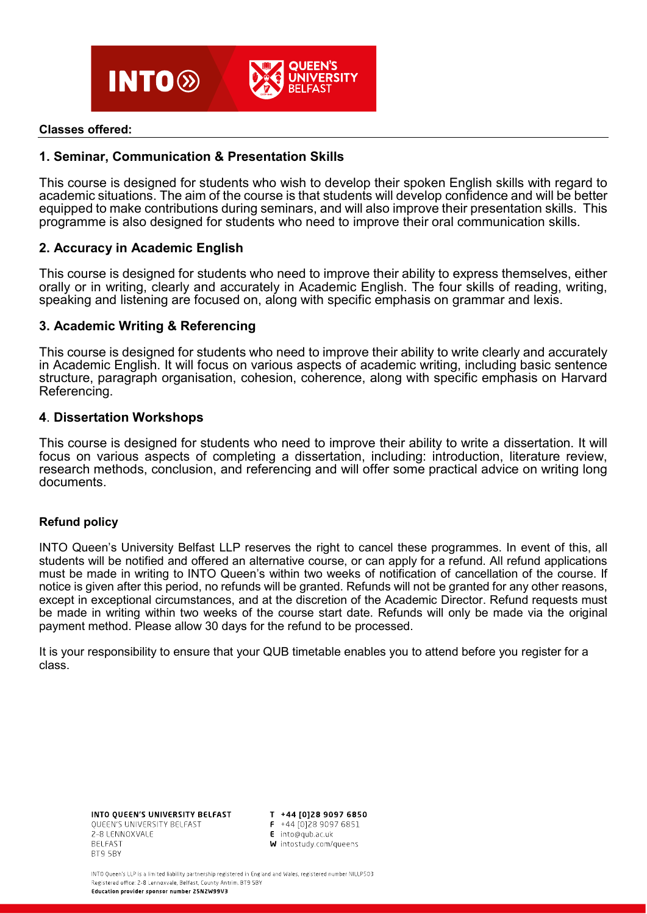**Classes offered:**

## 1. Seminar, Communication & Presentation Skills

This course is designed for students who wish to develop their spoken English skills with regard to academic situations. The aim of the course is that students will develop confidence and will be better equipped to make contributions during seminars, and will also improve their presentation skills. This programme is also designed for students who need to improve their oral communication skills.

## 2. Accuracy in Academic English

This course is designed for students who need to improve their ability to express themselves, either orally or in writing, clearly and accurately in Academic English. The four skills of reading, writing, speaking and listening are focused on, along with specific emphasis on grammar and lexis.

## 3. Academic Writing & Referencing

This course is designed for students who need to improve their ability to write clearly and accurately in Academic English. It will focus on various aspects of academic writing, including basic sentence structure, paragraph organisation, cohesion, coherence, along with specific emphasis on Harvard Referencing.

## 4. Dissertation Workshops

This course is designed for students who need to improve their ability to write a dissertation. It will focus on various aspects of completing a dissertation, including: introduction, literature review, research methods, conclusion, and referencing and will offer some practical advice on writing long documents.

**Refund policy**

INTO Queen's University Belfast LLP reserves the right to cancel these programmes. In event of this, all students will be notified and offered an alternative course, or can apply for a refund. All refund applications must be made in writing to INTO Queen's within two weeks of notification of cancellation of the course. If notice is given after this period, no refunds will be granted. Refunds will not be granted for any other reasons, except in exceptional circumstances, and at the discretion of the Academic Director. Refund requests must be made in writing within two weeks of the course start date. Refunds will only be made via the original payment method. Please allow 30 days for the refund to be processed.

It is your responsibility to ensure that your QUB timetable enables you to attend before you register for a class.

**INTO QUEEN'S UNIVERSITY BELFAST**
QUEEN'S UNIVERSITY BELFAST
2-8 LENNOXVALE
BELFAST
BT9 5BY

**T +44 [0]28 9097 6850**
F +44 [0]28 9097 6851
E into@qub.ac.uk
W intostudy.com/queens

INTO Queen's LLP is a limited liability partnership registered in England and Wales, registered number NILLP503
Registered office: 2-8 Lennoxvale, Belfast, County Antrim, BT9 5BY
**Education provider sponsor number 25N2W99V3**